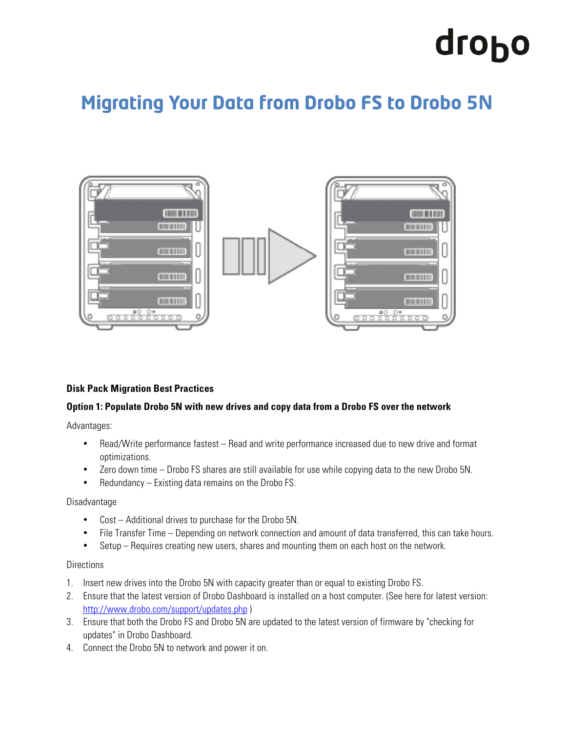# Migrating Your Data from Drobo FS to Drobo 5N

**Disk Pack Migration Best Practices**

**Option 1: Populate Drobo 5N with new drives and copy data from a Drobo FS over the network**

Advantages:

- Read/Write performance fastest – Read and write performance increased due to new drive and format optimizations.
- Zero down time – Drobo FS shares are still available for use while copying data to the new Drobo 5N.
- Redundancy – Existing data remains on the Drobo FS.

Disadvantage

- Cost – Additional drives to purchase for the Drobo 5N.
- File Transfer Time – Depending on network connection and amount of data transferred, this can take hours.
- Setup – Requires creating new users, shares and mounting them on each host on the network.

Directions

1. Insert new drives into the Drobo 5N with capacity greater than or equal to existing Drobo FS.
2. Ensure that the latest version of Drobo Dashboard is installed on a host computer. (See here for latest version: http://www.drobo.com/support/updates.php )
3. Ensure that both the Drobo FS and Drobo 5N are updated to the latest version of firmware by "checking for updates" in Drobo Dashboard.
4. Connect the Drobo 5N to network and power it on.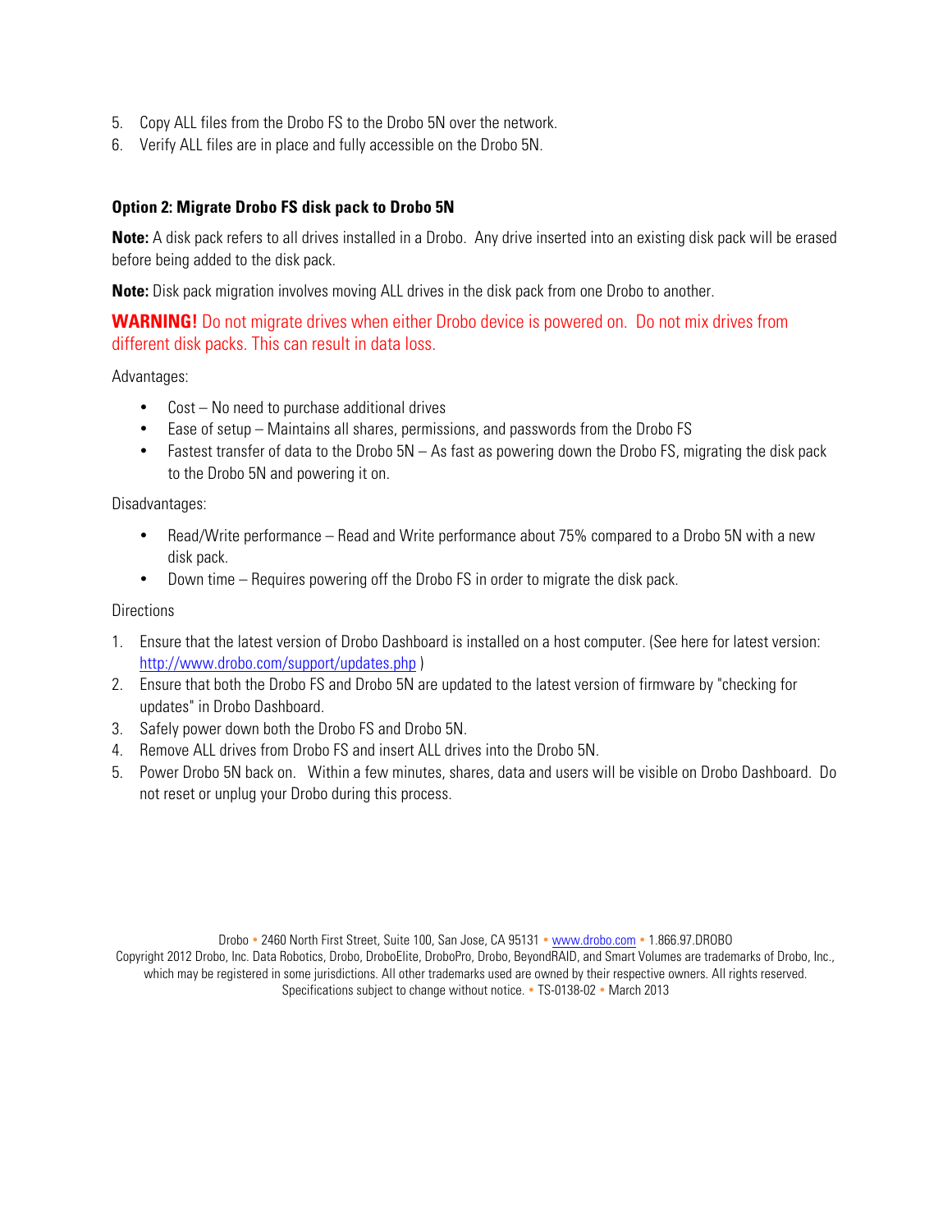5. Copy ALL files from the Drobo FS to the Drobo 5N over the network.
6. Verify ALL files are in place and fully accessible on the Drobo 5N.

**Option 2: Migrate Drobo FS disk pack to Drobo 5N**

**Note:** A disk pack refers to all drives installed in a Drobo. Any drive inserted into an existing disk pack will be erased before being added to the disk pack.

**Note:** Disk pack migration involves moving ALL drives in the disk pack from one Drobo to another.

**WARNING!** Do not migrate drives when either Drobo device is powered on. Do not mix drives from different disk packs. This can result in data loss.

Advantages:

- Cost – No need to purchase additional drives
- Ease of setup – Maintains all shares, permissions, and passwords from the Drobo FS
- Fastest transfer of data to the Drobo 5N – As fast as powering down the Drobo FS, migrating the disk pack to the Drobo 5N and powering it on.

Disadvantages:

- Read/Write performance – Read and Write performance about 75% compared to a Drobo 5N with a new disk pack.
- Down time – Requires powering off the Drobo FS in order to migrate the disk pack.

Directions

1. Ensure that the latest version of Drobo Dashboard is installed on a host computer. (See here for latest version: http://www.drobo.com/support/updates.php )
2. Ensure that both the Drobo FS and Drobo 5N are updated to the latest version of firmware by "checking for updates" in Drobo Dashboard.
3. Safely power down both the Drobo FS and Drobo 5N.
4. Remove ALL drives from Drobo FS and insert ALL drives into the Drobo 5N.
5. Power Drobo 5N back on. Within a few minutes, shares, data and users will be visible on Drobo Dashboard. Do not reset or unplug your Drobo during this process.

Drobo • 2460 North First Street, Suite 100, San Jose, CA 95131 • www.drobo.com • 1.866.97.DROBO
Copyright 2012 Drobo, Inc. Data Robotics, Drobo, DroboElite, DroboPro, Drobo, BeyondRAID, and Smart Volumes are trademarks of Drobo, Inc., which may be registered in some jurisdictions. All other trademarks used are owned by their respective owners. All rights reserved.
Specifications subject to change without notice. • TS-0138-02 • March 2013